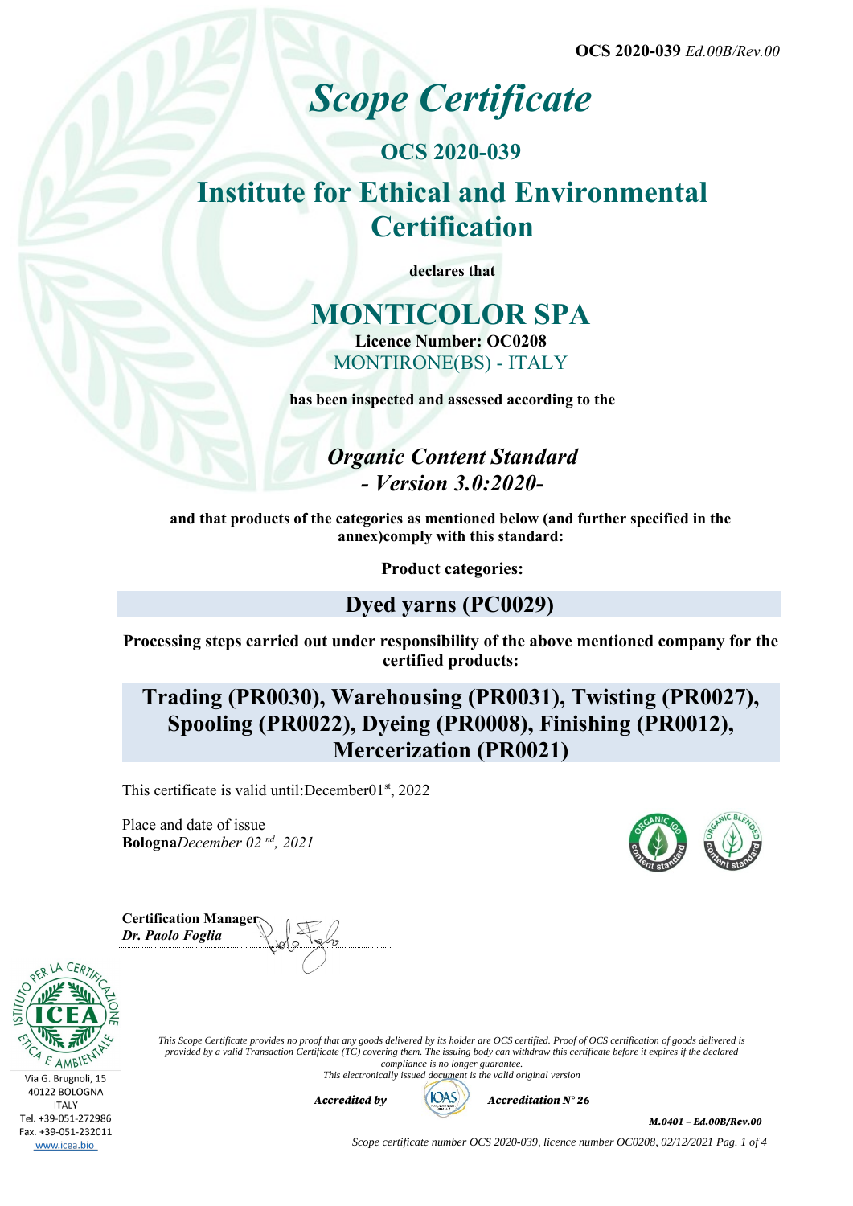**OCS 2020-039** *Ed.00B/Rev.00*

# *Scope Certificate*

## OCS 2020-039

## Institute for Ethical and Environmental Certification

**declares that**

# MONTICOLOR SPA

**Licence Number: OC0208**

MONTIRONE(BS) - ITALY

**has been inspected and assessed according to the**

## *Organic Content Standard*
## *- Version 3.0:2020-*

**and that products of the categories as mentioned below (and further specified in the annex)comply with this standard:**

**Product categories:**

## Dyed yarns (PC0029)

**Processing steps carried out under responsibility of the above mentioned company for the certified products:**

## Trading (PR0030), Warehousing (PR0031), Twisting (PR0027), Spooling (PR0022), Dyeing (PR0008), Finishing (PR0012), Mercerization (PR0021)

This certificate is valid until:December01st, 2022

Place and date of issue
**Bologna***December 02nd, 2021*

**Certification Manager**
***Dr. Paolo Foglia***

Via G. Brugnoli, 15
40122 BOLOGNA
ITALY
Tel. +39-051-272986
Fax. +39-051-232011
www.icea.bio

*This Scope Certificate provides no proof that any goods delivered by its holder are OCS certified. Proof of OCS certification of goods delivered is provided by a valid Transaction Certificate (TC) covering them. The issuing body can withdraw this certificate before it expires if the declared compliance is no longer guarantee.*
*This electronically issued document is the valid original version*

***Accredited by*** IOAS ***Accreditation N° 26***

***M.0401 – Ed.00B/Rev.00***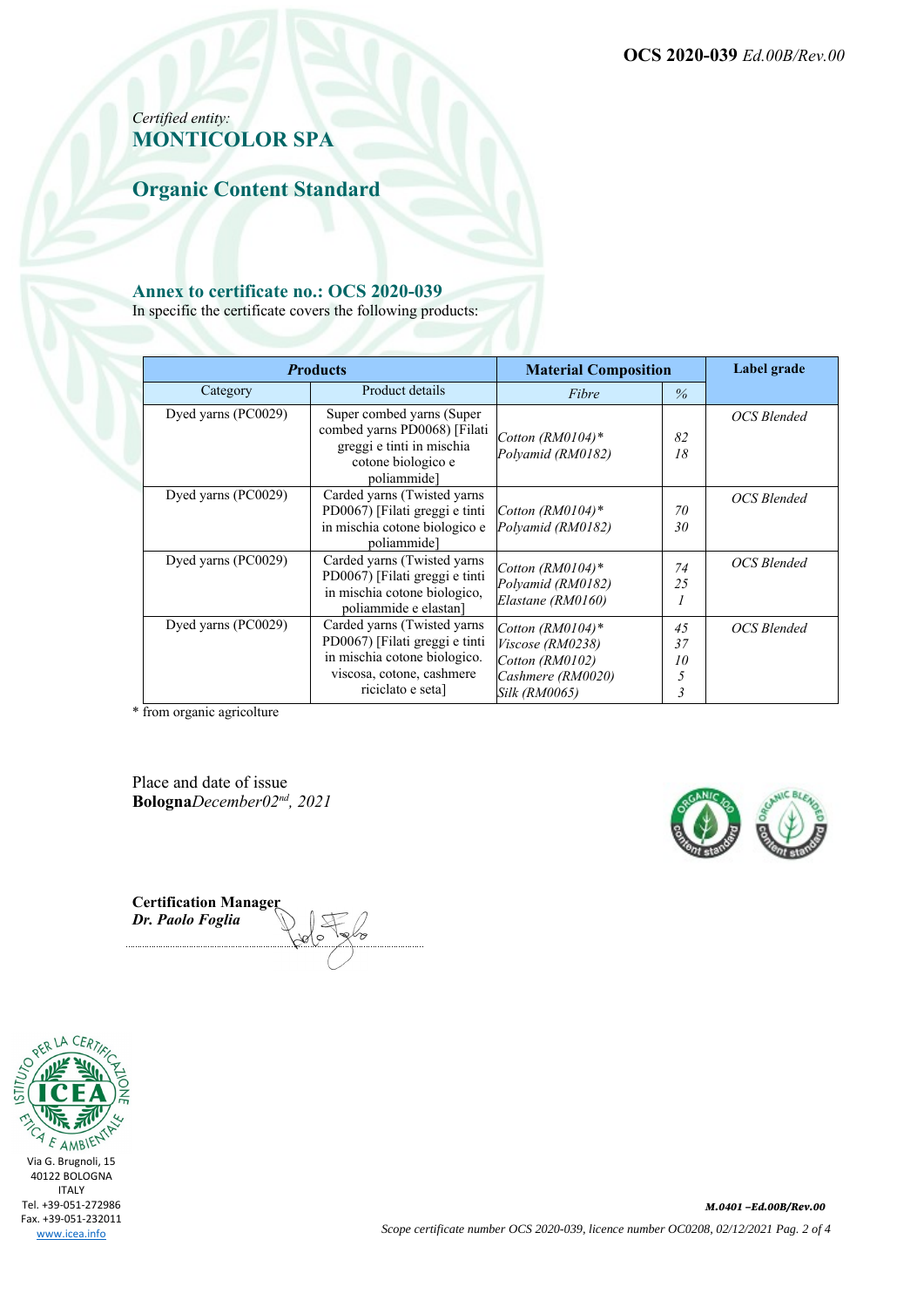**OCS 2020-039** *Ed.00B/Rev.00*

*Certified entity:*
## MONTICOLOR SPA

## Organic Content Standard

### Annex to certificate no.: OCS 2020-039

In specific the certificate covers the following products:

| ***Products*** | | **Material Composition** | | **Label grade** |
|---|---|---|---|---|
| Category | Product details | *Fibre* | *%* | |
| Dyed yarns (PC0029) | Super combed yarns (Super combed yarns PD0068) [Filati greggi e tinti in mischia cotone biologico e poliammide] | *Cotton (RM0104)\** <br> *Polyamid (RM0182)* | *82* <br> *18* | *OCS Blended* |
| Dyed yarns (PC0029) | Carded yarns (Twisted yarns PD0067) [Filati greggi e tinti in mischia cotone biologico e poliammide] | *Cotton (RM0104)\** <br> *Polyamid (RM0182)* | *70* <br> *30* | *OCS Blended* |
| Dyed yarns (PC0029) | Carded yarns (Twisted yarns PD0067) [Filati greggi e tinti in mischia cotone biologico, poliammide e elastan] | *Cotton (RM0104)\** <br> *Polyamid (RM0182)* <br> *Elastane (RM0160)* | *74* <br> *25* <br> *1* | *OCS Blended* |
| Dyed yarns (PC0029) | Carded yarns (Twisted yarns PD0067) [Filati greggi e tinti in mischia cotone biologico. viscosa, cotone, cashmere riciclato e seta] | *Cotton (RM0104)\** <br> *Viscose (RM0238)* <br> *Cotton (RM0102)* <br> *Cashmere (RM0020)* <br> *Silk (RM0065)* | *45* <br> *37* <br> *10* <br> *5* <br> *3* | *OCS Blended* |

\* from organic agricolture

Place and date of issue
**Bologna***December02nd, 2021*

**Certification Manager**
***Dr. Paolo Foglia***

Via G. Brugnoli, 15
40122 BOLOGNA
ITALY
Tel. +39-051-272986
Fax. +39-051-232011
www.icea.info

***M.0401 –Ed.00B/Rev.00***

*Scope certificate number OCS 2020-039, licence number OC0208, 02/12/2021*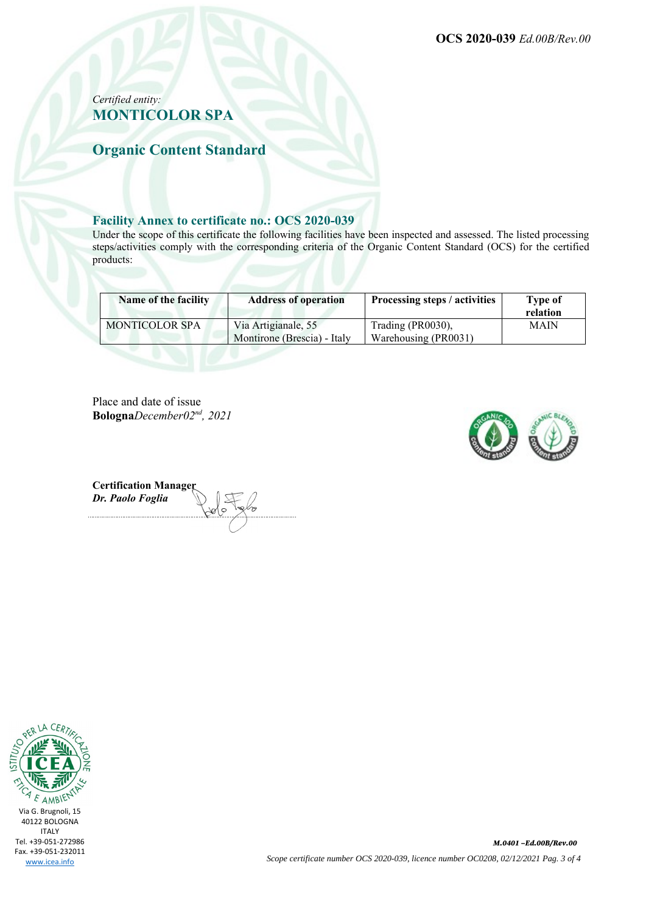*Certified entity:*

## MONTICOLOR SPA

## Organic Content Standard

### Facility Annex to certificate no.: OCS 2020-039

Under the scope of this certificate the following facilities have been inspected and assessed. The listed processing steps/activities comply with the corresponding criteria of the Organic Content Standard (OCS) for the certified products:

| Name of the facility | Address of operation | Processing steps / activities | Type of relation |
|---|---|---|---|
| MONTICOLOR SPA | Via Artigianale, 55 Montirone (Brescia) - Italy | Trading (PR0030), Warehousing (PR0031) | MAIN |

Place and date of issue
**Bologna***December02nd, 2021*

**Certification Manager**
***Dr. Paolo Foglia***

Via G. Brugnoli, 15
40122 BOLOGNA
ITALY
Tel. +39-051-272986
Fax. +39-051-232011
www.icea.info

***M.0401 –Ed.00B/Rev.00***

*Scope certificate number OCS 2020-039, licence number OC0208, 02/12/2021*